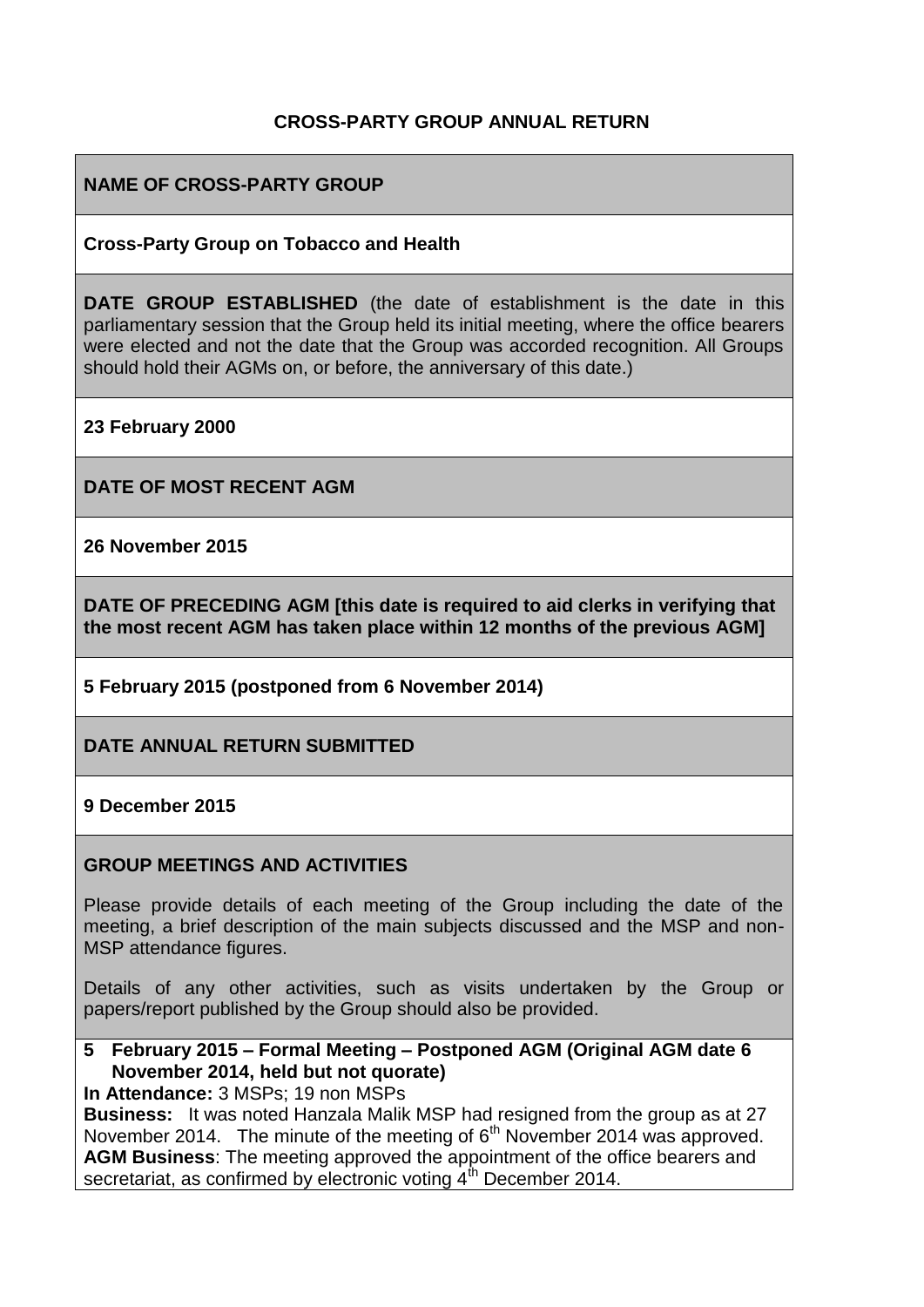# CROSS-PARTY GROUP ANNUAL RETURN

## NAME OF CROSS-PARTY GROUP

**Cross-Party Group on Tobacco and Health**

**DATE GROUP ESTABLISHED** (the date of establishment is the date in this parliamentary session that the Group held its initial meeting, where the office bearers were elected and not the date that the Group was accorded recognition. All Groups should hold their AGMs on, or before, the anniversary of this date.)

**23 February 2000**

## DATE OF MOST RECENT AGM

**26 November 2015**

**DATE OF PRECEDING AGM [this date is required to aid clerks in verifying that the most recent AGM has taken place within 12 months of the previous AGM]**

**5 February 2015 (postponed from 6 November 2014)**

## DATE ANNUAL RETURN SUBMITTED

**9 December 2015**

## GROUP MEETINGS AND ACTIVITIES

Please provide details of each meeting of the Group including the date of the meeting, a brief description of the main subjects discussed and the MSP and non-MSP attendance figures.

Details of any other activities, such as visits undertaken by the Group or papers/report published by the Group should also be provided.

**5 February 2015 – Formal Meeting – Postponed AGM (Original AGM date 6 November 2014, held but not quorate)**

**In Attendance:** 3 MSPs; 19 non MSPs

**Business:** It was noted Hanzala Malik MSP had resigned from the group as at 27 November 2014. The minute of the meeting of 6th November 2014 was approved.

**AGM Business**: The meeting approved the appointment of the office bearers and secretariat, as confirmed by electronic voting 4th December 2014.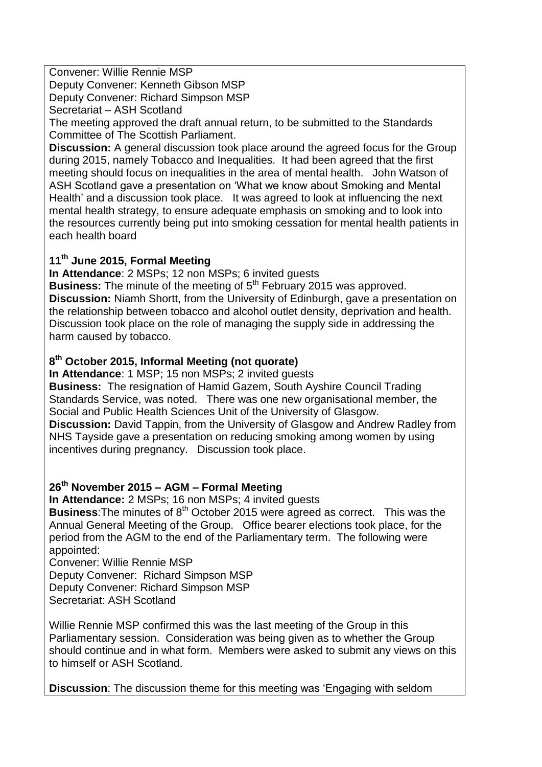Convener: Willie Rennie MSP
Deputy Convener: Kenneth Gibson MSP
Deputy Convener: Richard Simpson MSP
Secretariat – ASH Scotland

The meeting approved the draft annual return, to be submitted to the Standards Committee of The Scottish Parliament.

**Discussion:** A general discussion took place around the agreed focus for the Group during 2015, namely Tobacco and Inequalities. It had been agreed that the first meeting should focus on inequalities in the area of mental health. John Watson of ASH Scotland gave a presentation on 'What we know about Smoking and Mental Health' and a discussion took place. It was agreed to look at influencing the next mental health strategy, to ensure adequate emphasis on smoking and to look into the resources currently being put into smoking cessation for mental health patients in each health board

### 11th June 2015, Formal Meeting

**In Attendance**: 2 MSPs; 12 non MSPs; 6 invited guests

**Business:** The minute of the meeting of 5th February 2015 was approved.

**Discussion:** Niamh Shortt, from the University of Edinburgh, gave a presentation on the relationship between tobacco and alcohol outlet density, deprivation and health. Discussion took place on the role of managing the supply side in addressing the harm caused by tobacco.

### 8th October 2015, Informal Meeting (not quorate)

**In Attendance**: 1 MSP; 15 non MSPs; 2 invited guests

**Business:** The resignation of Hamid Gazem, South Ayshire Council Trading Standards Service, was noted. There was one new organisational member, the Social and Public Health Sciences Unit of the University of Glasgow.

**Discussion:** David Tappin, from the University of Glasgow and Andrew Radley from NHS Tayside gave a presentation on reducing smoking among women by using incentives during pregnancy. Discussion took place.

### 26th November 2015 – AGM – Formal Meeting

**In Attendance:** 2 MSPs; 16 non MSPs; 4 invited guests

**Business**:The minutes of 8th October 2015 were agreed as correct. This was the Annual General Meeting of the Group. Office bearer elections took place, for the period from the AGM to the end of the Parliamentary term. The following were appointed:

Convener: Willie Rennie MSP
Deputy Convener: Richard Simpson MSP
Deputy Convener: Richard Simpson MSP
Secretariat: ASH Scotland

Willie Rennie MSP confirmed this was the last meeting of the Group in this Parliamentary session. Consideration was being given as to whether the Group should continue and in what form. Members were asked to submit any views on this to himself or ASH Scotland.

**Discussion**: The discussion theme for this meeting was 'Engaging with seldom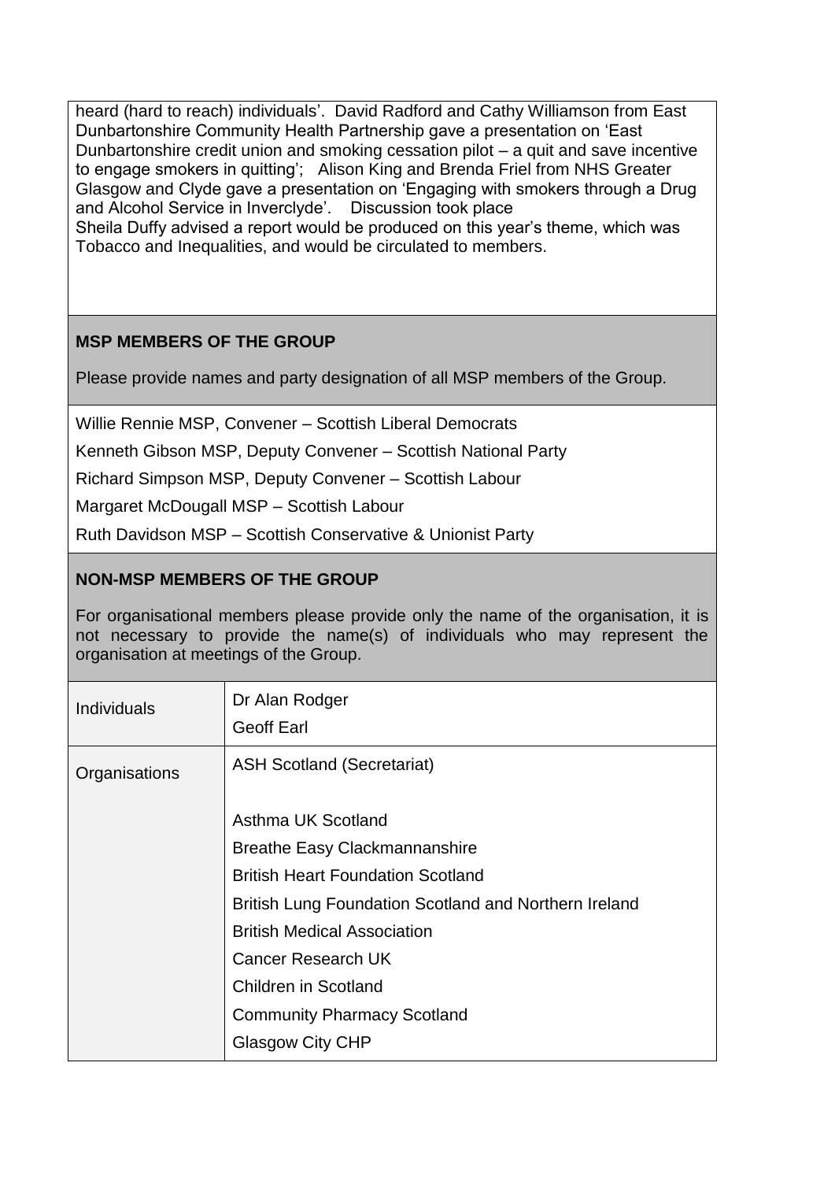heard (hard to reach) individuals'. David Radford and Cathy Williamson from East Dunbartonshire Community Health Partnership gave a presentation on 'East Dunbartonshire credit union and smoking cessation pilot – a quit and save incentive to engage smokers in quitting'; Alison King and Brenda Friel from NHS Greater Glasgow and Clyde gave a presentation on 'Engaging with smokers through a Drug and Alcohol Service in Inverclyde'. Discussion took place

Sheila Duffy advised a report would be produced on this year's theme, which was Tobacco and Inequalities, and would be circulated to members.

**MSP MEMBERS OF THE GROUP**

Please provide names and party designation of all MSP members of the Group.

Willie Rennie MSP, Convener – Scottish Liberal Democrats

Kenneth Gibson MSP, Deputy Convener – Scottish National Party

Richard Simpson MSP, Deputy Convener – Scottish Labour

Margaret McDougall MSP – Scottish Labour

Ruth Davidson MSP – Scottish Conservative & Unionist Party

**NON-MSP MEMBERS OF THE GROUP**

For organisational members please provide only the name of the organisation, it is not necessary to provide the name(s) of individuals who may represent the organisation at meetings of the Group.

| | |
|---|---|
| Individuals | Dr Alan Rodger<br>Geoff Earl |
| Organisations | ASH Scotland (Secretariat)<br><br>Asthma UK Scotland<br>Breathe Easy Clackmannanshire<br>British Heart Foundation Scotland<br>British Lung Foundation Scotland and Northern Ireland<br>British Medical Association<br>Cancer Research UK<br>Children in Scotland<br>Community Pharmacy Scotland<br>Glasgow City CHP |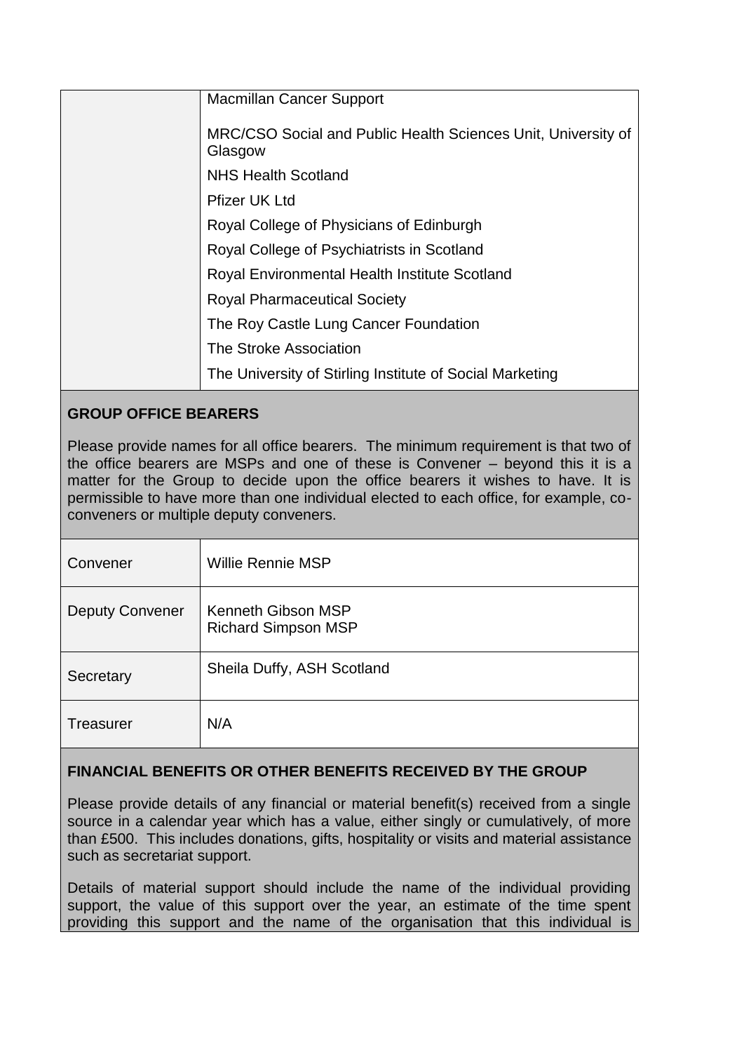| | |
|---|---|
| | Macmillan Cancer Support<br><br>MRC/CSO Social and Public Health Sciences Unit, University of Glasgow<br><br>NHS Health Scotland<br><br>Pfizer UK Ltd<br><br>Royal College of Physicians of Edinburgh<br><br>Royal College of Psychiatrists in Scotland<br><br>Royal Environmental Health Institute Scotland<br><br>Royal Pharmaceutical Society<br><br>The Roy Castle Lung Cancer Foundation<br><br>The Stroke Association<br><br>The University of Stirling Institute of Social Marketing |

**GROUP OFFICE BEARERS**

Please provide names for all office bearers. The minimum requirement is that two of the office bearers are MSPs and one of these is Convener – beyond this it is a matter for the Group to decide upon the office bearers it wishes to have. It is permissible to have more than one individual elected to each office, for example, co-conveners or multiple deputy conveners.

| | |
|---|---|
| Convener | Willie Rennie MSP |
| Deputy Convener | Kenneth Gibson MSP<br>Richard Simpson MSP |
| Secretary | Sheila Duffy, ASH Scotland |
| Treasurer | N/A |

**FINANCIAL BENEFITS OR OTHER BENEFITS RECEIVED BY THE GROUP**

Please provide details of any financial or material benefit(s) received from a single source in a calendar year which has a value, either singly or cumulatively, of more than £500. This includes donations, gifts, hospitality or visits and material assistance such as secretariat support.

Details of material support should include the name of the individual providing support, the value of this support over the year, an estimate of the time spent providing this support and the name of the organisation that this individual is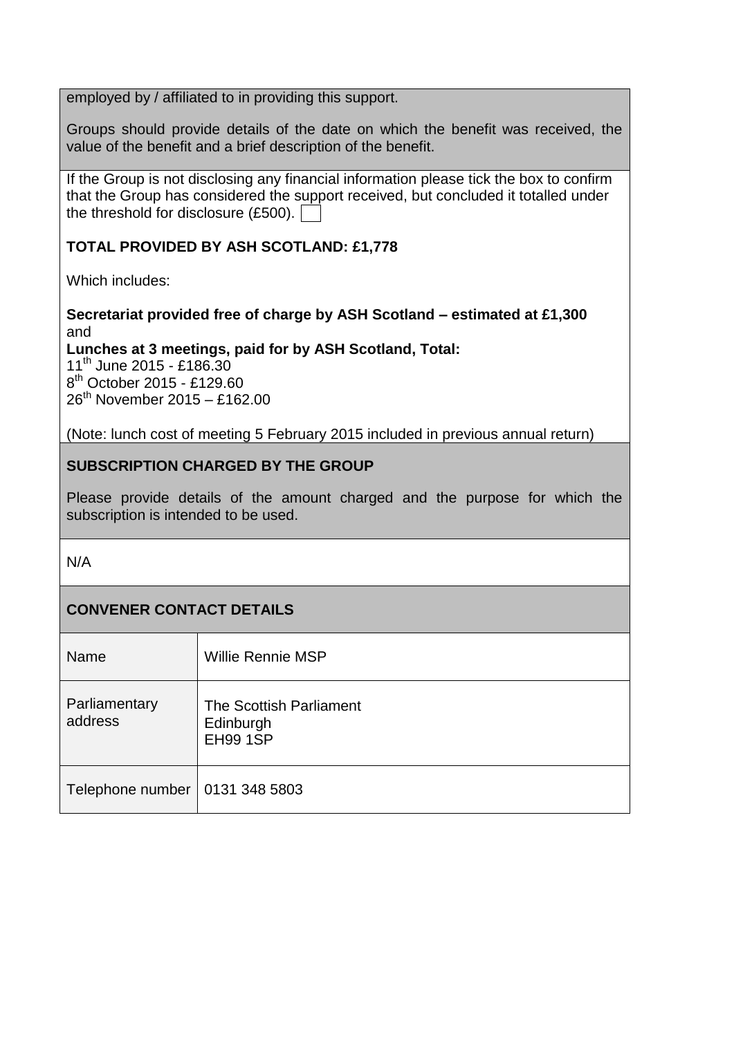employed by / affiliated to in providing this support.

Groups should provide details of the date on which the benefit was received, the value of the benefit and a brief description of the benefit.

If the Group is not disclosing any financial information please tick the box to confirm that the Group has considered the support received, but concluded it totalled under the threshold for disclosure (£500). ☐

**TOTAL PROVIDED BY ASH SCOTLAND: £1,778**

Which includes:

**Secretariat provided free of charge by ASH Scotland – estimated at £1,300**
and
**Lunches at 3 meetings, paid for by ASH Scotland, Total:**
11th June 2015 - £186.30
8th October 2015 - £129.60
26th November 2015 – £162.00

(Note: lunch cost of meeting 5 February 2015 included in previous annual return)

**SUBSCRIPTION CHARGED BY THE GROUP**

Please provide details of the amount charged and the purpose for which the subscription is intended to be used.

N/A

**CONVENER CONTACT DETAILS**

| | |
|---|---|
| Name | Willie Rennie MSP |
| Parliamentary address | The Scottish Parliament<br>Edinburgh<br>EH99 1SP |
| Telephone number | 0131 348 5803 |